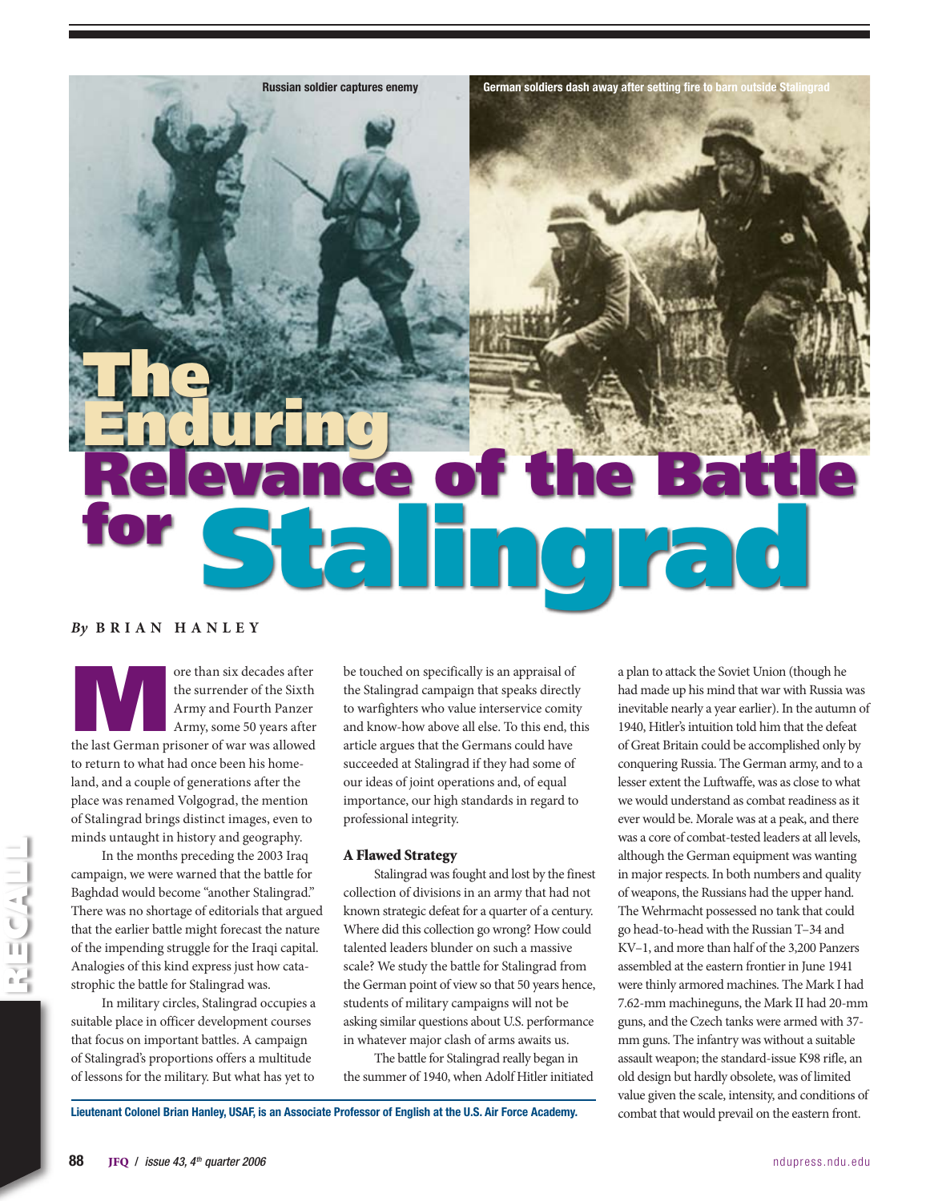Russian soldier captures enemy

German soldiers dash away after setting fire to barn outside Stalingrad

# The Enduring Relevance of the Battle for Stalingrad

*By* **BRIAN HANLEY**

More than six decades after the surrender of the Sixth Army and Fourth Panzer Army, some 50 years after the last German prisoner of war was allowed to return to what had once been his homeland, and a couple of generations after the place was renamed Volgograd, the mention of Stalingrad brings distinct images, even to minds untaught in history and geography.

In the months preceding the 2003 Iraq campaign, we were warned that the battle for Baghdad would become "another Stalingrad." There was no shortage of editorials that argued that the earlier battle might forecast the nature of the impending struggle for the Iraqi capital. Analogies of this kind express just how catastrophic the battle for Stalingrad was.

In military circles, Stalingrad occupies a suitable place in officer development courses that focus on important battles. A campaign of Stalingrad's proportions offers a multitude of lessons for the military. But what has yet to be touched on specifically is an appraisal of the Stalingrad campaign that speaks directly to warfighters who value interservice comity and know-how above all else. To this end, this article argues that the Germans could have succeeded at Stalingrad if they had some of our ideas of joint operations and, of equal importance, our high standards in regard to professional integrity.

## A Flawed Strategy

Stalingrad was fought and lost by the finest collection of divisions in an army that had not known strategic defeat for a quarter of a century. Where did this collection go wrong? How could talented leaders blunder on such a massive scale? We study the battle for Stalingrad from the German point of view so that 50 years hence, students of military campaigns will not be asking similar questions about U.S. performance in whatever major clash of arms awaits us.

The battle for Stalingrad really began in the summer of 1940, when Adolf Hitler initiated a plan to attack the Soviet Union (though he had made up his mind that war with Russia was inevitable nearly a year earlier). In the autumn of 1940, Hitler's intuition told him that the defeat of Great Britain could be accomplished only by conquering Russia. The German army, and to a lesser extent the Luftwaffe, was as close to what we would understand as combat readiness as it ever would be. Morale was at a peak, and there was a core of combat-tested leaders at all levels, although the German equipment was wanting in major respects. In both numbers and quality of weapons, the Russians had the upper hand. The Wehrmacht possessed no tank that could go head-to-head with the Russian T–34 and KV–1, and more than half of the 3,200 Panzers assembled at the eastern frontier in June 1941 were thinly armored machines. The Mark I had 7.62-mm machineguns, the Mark II had 20-mm guns, and the Czech tanks were armed with 37-mm guns. The infantry was without a suitable assault weapon; the standard-issue K98 rifle, an old design but hardly obsolete, was of limited value given the scale, intensity, and conditions of combat that would prevail on the eastern front.

**Lieutenant Colonel Brian Hanley, USAF, is an Associate Professor of English at the U.S. Air Force Academy.**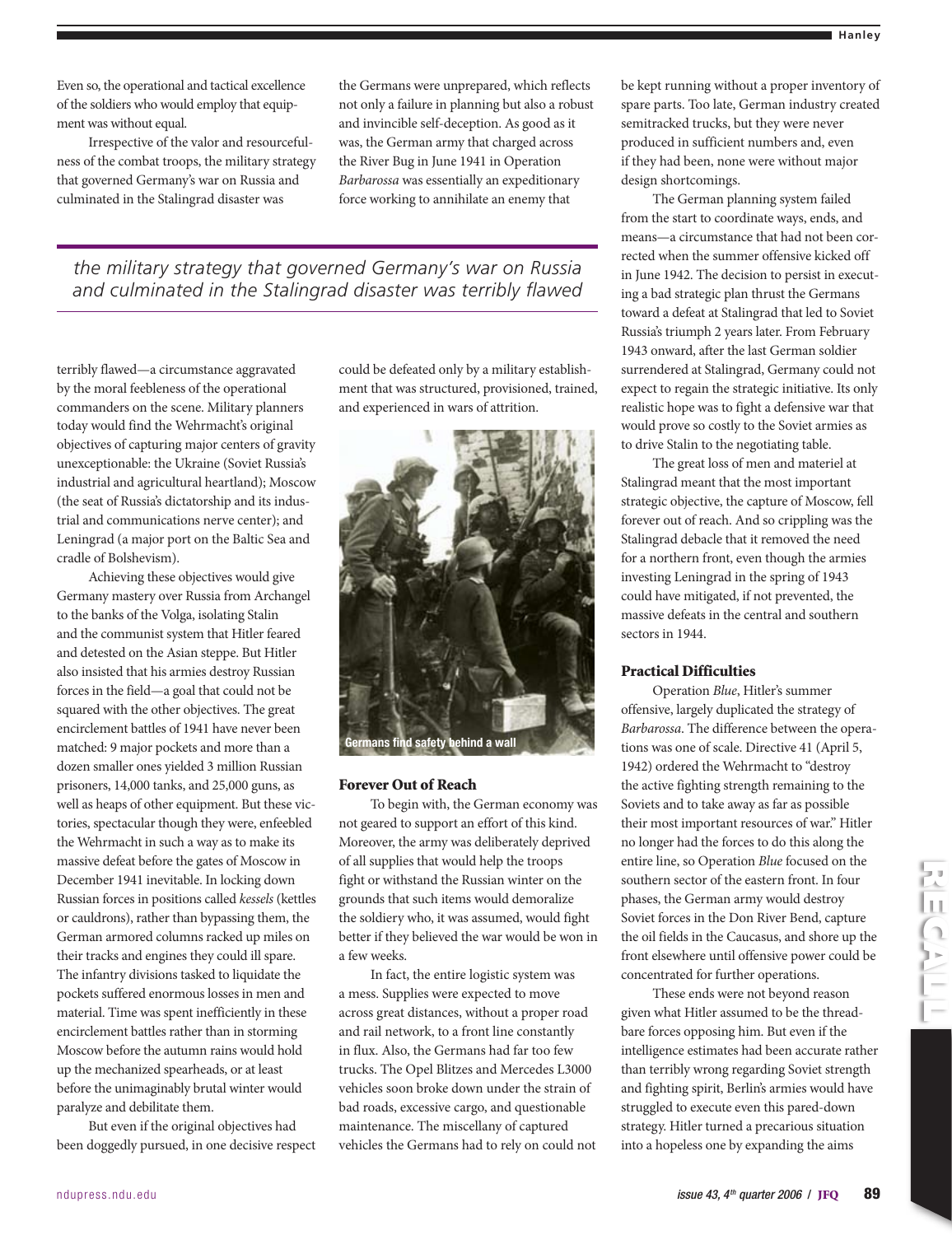Even so, the operational and tactical excellence of the soldiers who would employ that equipment was without equal.

Irrespective of the valor and resourcefulness of the combat troops, the military strategy that governed Germany's war on Russia and culminated in the Stalingrad disaster was terribly flawed—a circumstance aggravated by the moral feebleness of the operational commanders on the scene. Military planners today would find the Wehrmacht's original objectives of capturing major centers of gravity unexceptionable: the Ukraine (Soviet Russia's industrial and agricultural heartland); Moscow (the seat of Russia's dictatorship and its industrial and communications nerve center); and Leningrad (a major port on the Baltic Sea and cradle of Bolshevism).

> *the military strategy that governed Germany's war on Russia and culminated in the Stalingrad disaster was terribly flawed*

Achieving these objectives would give Germany mastery over Russia from Archangel to the banks of the Volga, isolating Stalin and the communist system that Hitler feared and detested on the Asian steppe. But Hitler also insisted that his armies destroy Russian forces in the field—a goal that could not be squared with the other objectives. The great encirclement battles of 1941 have never been matched: 9 major pockets and more than a dozen smaller ones yielded 3 million Russian prisoners, 14,000 tanks, and 25,000 guns, as well as heaps of other equipment. But these victories, spectacular though they were, enfeebled the Wehrmacht in such a way as to make its massive defeat before the gates of Moscow in December 1941 inevitable. In locking down Russian forces in positions called *kessels* (kettles or cauldrons), rather than bypassing them, the German armored columns racked up miles on their tracks and engines they could ill spare. The infantry divisions tasked to liquidate the pockets suffered enormous losses in men and material. Time was spent inefficiently in these encirclement battles rather than in storming Moscow before the autumn rains would hold up the mechanized spearheads, or at least before the unimaginably brutal winter would paralyze and debilitate them.

But even if the original objectives had been doggedly pursued, in one decisive respect the Germans were unprepared, which reflects not only a failure in planning but also a robust and invincible self-deception. As good as it was, the German army that charged across the River Bug in June 1941 in Operation *Barbarossa* was essentially an expeditionary force working to annihilate an enemy that could be defeated only by a military establishment that was structured, provisioned, trained, and experienced in wars of attrition.

Germans find safety behind a wall

### Forever Out of Reach

To begin with, the German economy was not geared to support an effort of this kind. Moreover, the army was deliberately deprived of all supplies that would help the troops fight or withstand the Russian winter on the grounds that such items would demoralize the soldiery who, it was assumed, would fight better if they believed the war would be won in a few weeks.

In fact, the entire logistic system was a mess. Supplies were expected to move across great distances, without a proper road and rail network, to a front line constantly in flux. Also, the Germans had far too few trucks. The Opel Blitzes and Mercedes L3000 vehicles soon broke down under the strain of bad roads, excessive cargo, and questionable maintenance. The miscellany of captured vehicles the Germans had to rely on could not be kept running without a proper inventory of spare parts. Too late, German industry created semitracked trucks, but they were never produced in sufficient numbers and, even if they had been, none were without major design shortcomings.

The German planning system failed from the start to coordinate ways, ends, and means—a circumstance that had not been corrected when the summer offensive kicked off in June 1942. The decision to persist in executing a bad strategic plan thrust the Germans toward a defeat at Stalingrad that led to Soviet Russia's triumph 2 years later. From February 1943 onward, after the last German soldier surrendered at Stalingrad, Germany could not expect to regain the strategic initiative. Its only realistic hope was to fight a defensive war that would prove so costly to the Soviet armies as to drive Stalin to the negotiating table.

The great loss of men and materiel at Stalingrad meant that the most important strategic objective, the capture of Moscow, fell forever out of reach. And so crippling was the Stalingrad debacle that it removed the need for a northern front, even though the armies investing Leningrad in the spring of 1943 could have mitigated, if not prevented, the massive defeats in the central and southern sectors in 1944.

### Practical Difficulties

Operation *Blue*, Hitler's summer offensive, largely duplicated the strategy of *Barbarossa*. The difference between the operations was one of scale. Directive 41 (April 5, 1942) ordered the Wehrmacht to "destroy the active fighting strength remaining to the Soviets and to take away as far as possible their most important resources of war." Hitler no longer had the forces to do this along the entire line, so Operation *Blue* focused on the southern sector of the eastern front. In four phases, the German army would destroy Soviet forces in the Don River Bend, capture the oil fields in the Caucasus, and shore up the front elsewhere until offensive power could be concentrated for further operations.

These ends were not beyond reason given what Hitler assumed to be the threadbare forces opposing him. But even if the intelligence estimates had been accurate rather than terribly wrong regarding Soviet strength and fighting spirit, Berlin's armies would have struggled to execute even this pared-down strategy. Hitler turned a precarious situation into a hopeless one by expanding the aims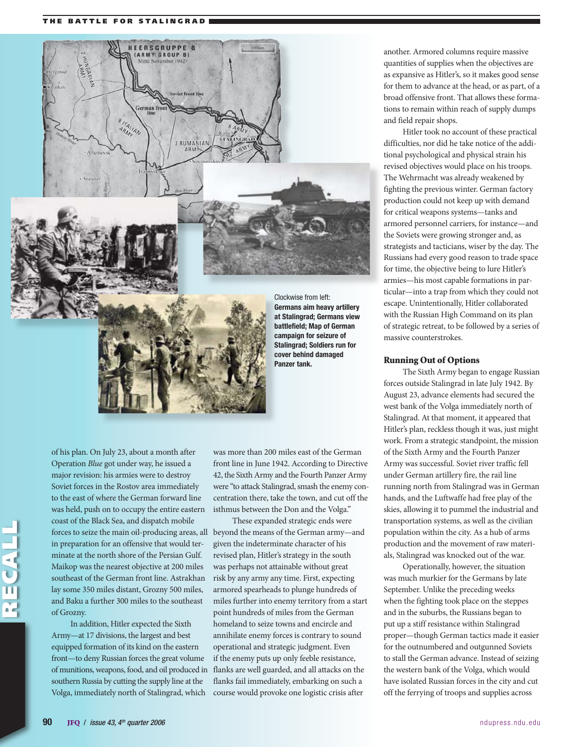Clockwise from left: **Germans aim heavy artillery at Stalingrad; Germans view battlefield; Map of German campaign for seizure of Stalingrad; Soldiers run for cover behind damaged Panzer tank.**

of his plan. On July 23, about a month after Operation *Blue* got under way, he issued a major revision: his armies were to destroy Soviet forces in the Rostov area immediately to the east of where the German forward line was held, push on to occupy the entire eastern coast of the Black Sea, and dispatch mobile forces to seize the main oil-producing areas, all in preparation for an offensive that would terminate at the north shore of the Persian Gulf. Maikop was the nearest objective at 200 miles southeast of the German front line. Astrakhan lay some 350 miles distant, Grozny 500 miles, and Baku a further 300 miles to the southeast of Grozny.

In addition, Hitler expected the Sixth Army—at 17 divisions, the largest and best equipped formation of its kind on the eastern front—to deny Russian forces the great volume of munitions, weapons, food, and oil produced in southern Russia by cutting the supply line at the Volga, immediately north of Stalingrad, which was more than 200 miles east of the German front line in June 1942. According to Directive 42, the Sixth Army and the Fourth Panzer Army were "to attack Stalingrad, smash the enemy concentration there, take the town, and cut off the isthmus between the Don and the Volga."

These expanded strategic ends were beyond the means of the German army—and given the indeterminate character of his revised plan, Hitler's strategy in the south was perhaps not attainable without great risk by any army any time. First, expecting armored spearheads to plunge hundreds of miles further into enemy territory from a start point hundreds of miles from the German homeland to seize towns and encircle and annihilate enemy forces is contrary to sound operational and strategic judgment. Even if the enemy puts up only feeble resistance, flanks are well guarded, and all attacks on the flanks fail immediately, embarking on such a course would provoke one logistic crisis after another. Armored columns require massive quantities of supplies when the objectives are as expansive as Hitler's, so it makes good sense for them to advance at the head, or as part, of a broad offensive front. That allows these formations to remain within reach of supply dumps and field repair shops.

Hitler took no account of these practical difficulties, nor did he take notice of the additional psychological and physical strain his revised objectives would place on his troops. The Wehrmacht was already weakened by fighting the previous winter. German factory production could not keep up with demand for critical weapons systems—tanks and armored personnel carriers, for instance—and the Soviets were growing stronger and, as strategists and tacticians, wiser by the day. The Russians had every good reason to trade space for time, the objective being to lure Hitler's armies—his most capable formations in particular—into a trap from which they could not escape. Unintentionally, Hitler collaborated with the Russian High Command on its plan of strategic retreat, to be followed by a series of massive counterstrokes.

### Running Out of Options

The Sixth Army began to engage Russian forces outside Stalingrad in late July 1942. By August 23, advance elements had secured the west bank of the Volga immediately north of Stalingrad. At that moment, it appeared that Hitler's plan, reckless though it was, just might work. From a strategic standpoint, the mission of the Sixth Army and the Fourth Panzer Army was successful. Soviet river traffic fell under German artillery fire, the rail line running north from Stalingrad was in German hands, and the Luftwaffe had free play of the skies, allowing it to pummel the industrial and transportation systems, as well as the civilian population within the city. As a hub of arms production and the movement of raw materials, Stalingrad was knocked out of the war.

Operationally, however, the situation was much murkier for the Germans by late September. Unlike the preceding weeks when the fighting took place on the steppes and in the suburbs, the Russians began to put up a stiff resistance within Stalingrad proper—though German tactics made it easier for the outnumbered and outgunned Soviets to stall the German advance. Instead of seizing the western bank of the Volga, which would have isolated Russian forces in the city and cut off the ferrying of troops and supplies across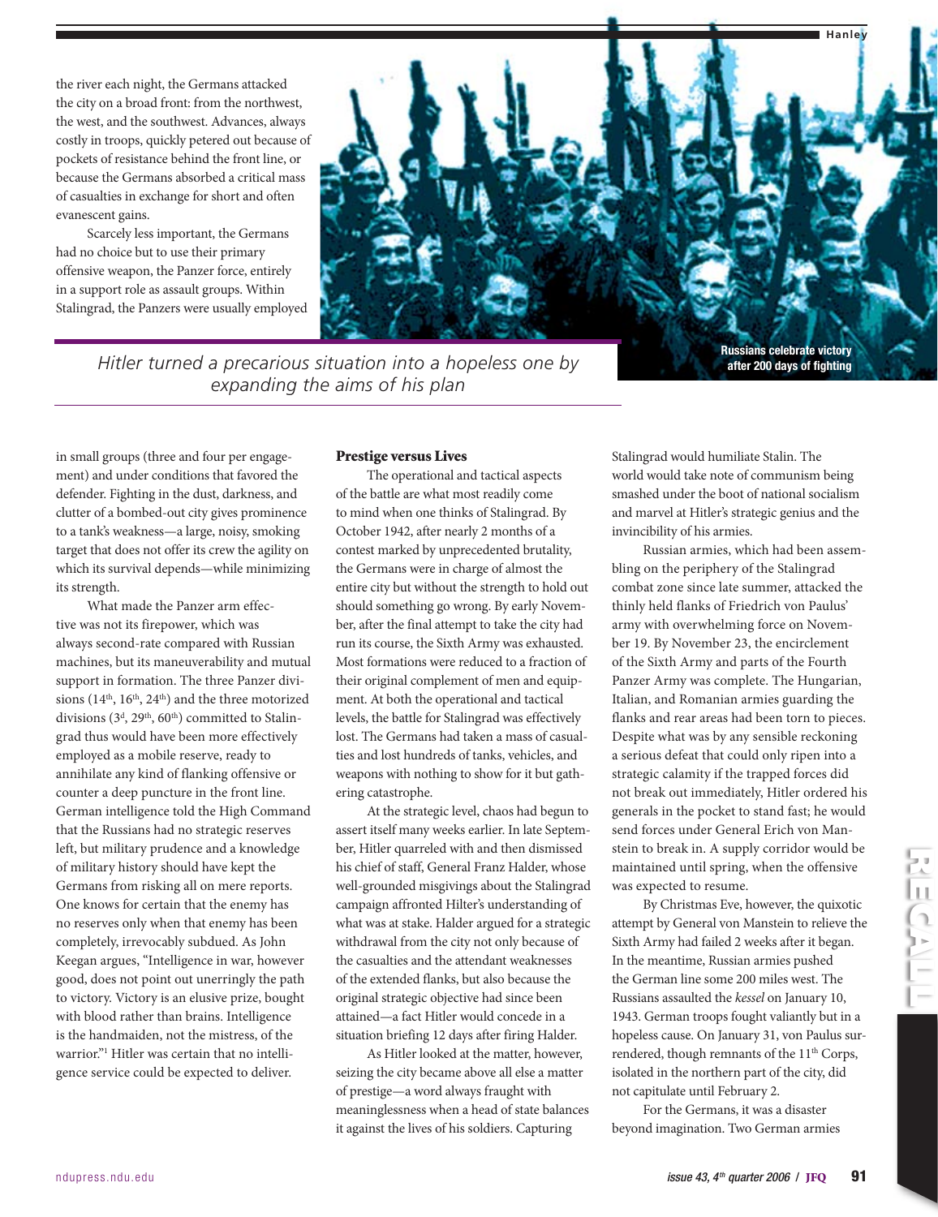the river each night, the Germans attacked the city on a broad front: from the northwest, the west, and the southwest. Advances, always costly in troops, quickly petered out because of pockets of resistance behind the front line, or because the Germans absorbed a critical mass of casualties in exchange for short and often evanescent gains.

Scarcely less important, the Germans had no choice but to use their primary offensive weapon, the Panzer force, entirely in a support role as assault groups. Within Stalingrad, the Panzers were usually employed in small groups (three and four per engagement) and under conditions that favored the defender. Fighting in the dust, darkness, and clutter of a bombed-out city gives prominence to a tank's weakness—a large, noisy, smoking target that does not offer its crew the agility on which its survival depends—while minimizing its strength.

Russians celebrate victory after 200 days of fighting

*Hitler turned a precarious situation into a hopeless one by expanding the aims of his plan*

What made the Panzer arm effective was not its firepower, which was always second-rate compared with Russian machines, but its maneuverability and mutual support in formation. The three Panzer divisions (14th, 16th, 24th) and the three motorized divisions (3d, 29th, 60th) committed to Stalingrad thus would have been more effectively employed as a mobile reserve, ready to annihilate any kind of flanking offensive or counter a deep puncture in the front line. German intelligence told the High Command that the Russians had no strategic reserves left, but military prudence and a knowledge of military history should have kept the Germans from risking all on mere reports. One knows for certain that the enemy has no reserves only when that enemy has been completely, irrevocably subdued. As John Keegan argues, "Intelligence in war, however good, does not point out unerringly the path to victory. Victory is an elusive prize, bought with blood rather than brains. Intelligence is the handmaiden, not the mistress, of the warrior."[1] Hitler was certain that no intelligence service could be expected to deliver.

## Prestige versus Lives

The operational and tactical aspects of the battle are what most readily come to mind when one thinks of Stalingrad. By October 1942, after nearly 2 months of a contest marked by unprecedented brutality, the Germans were in charge of almost the entire city but without the strength to hold out should something go wrong. By early November, after the final attempt to take the city had run its course, the Sixth Army was exhausted. Most formations were reduced to a fraction of their original complement of men and equipment. At both the operational and tactical levels, the battle for Stalingrad was effectively lost. The Germans had taken a mass of casualties and lost hundreds of tanks, vehicles, and weapons with nothing to show for it but gathering catastrophe.

At the strategic level, chaos had begun to assert itself many weeks earlier. In late September, Hitler quarreled with and then dismissed his chief of staff, General Franz Halder, whose well-grounded misgivings about the Stalingrad campaign affronted Hilter's understanding of what was at stake. Halder argued for a strategic withdrawal from the city not only because of the casualties and the attendant weaknesses of the extended flanks, but also because the original strategic objective had since been attained—a fact Hitler would concede in a situation briefing 12 days after firing Halder.

As Hitler looked at the matter, however, seizing the city became above all else a matter of prestige—a word always fraught with meaninglessness when a head of state balances it against the lives of his soldiers. Capturing Stalingrad would humiliate Stalin. The world would take note of communism being smashed under the boot of national socialism and marvel at Hitler's strategic genius and the invincibility of his armies.

Russian armies, which had been assembling on the periphery of the Stalingrad combat zone since late summer, attacked the thinly held flanks of Friedrich von Paulus' army with overwhelming force on November 19. By November 23, the encirclement of the Sixth Army and parts of the Fourth Panzer Army was complete. The Hungarian, Italian, and Romanian armies guarding the flanks and rear areas had been torn to pieces. Despite what was by any sensible reckoning a serious defeat that could only ripen into a strategic calamity if the trapped forces did not break out immediately, Hitler ordered his generals in the pocket to stand fast; he would send forces under General Erich von Manstein to break in. A supply corridor would be maintained until spring, when the offensive was expected to resume.

By Christmas Eve, however, the quixotic attempt by General von Manstein to relieve the Sixth Army had failed 2 weeks after it began. In the meantime, Russian armies pushed the German line some 200 miles west. The Russians assaulted the *kessel* on January 10, 1943. German troops fought valiantly but in a hopeless cause. On January 31, von Paulus surrendered, though remnants of the 11th Corps, isolated in the northern part of the city, did not capitulate until February 2.

For the Germans, it was a disaster beyond imagination. Two German armies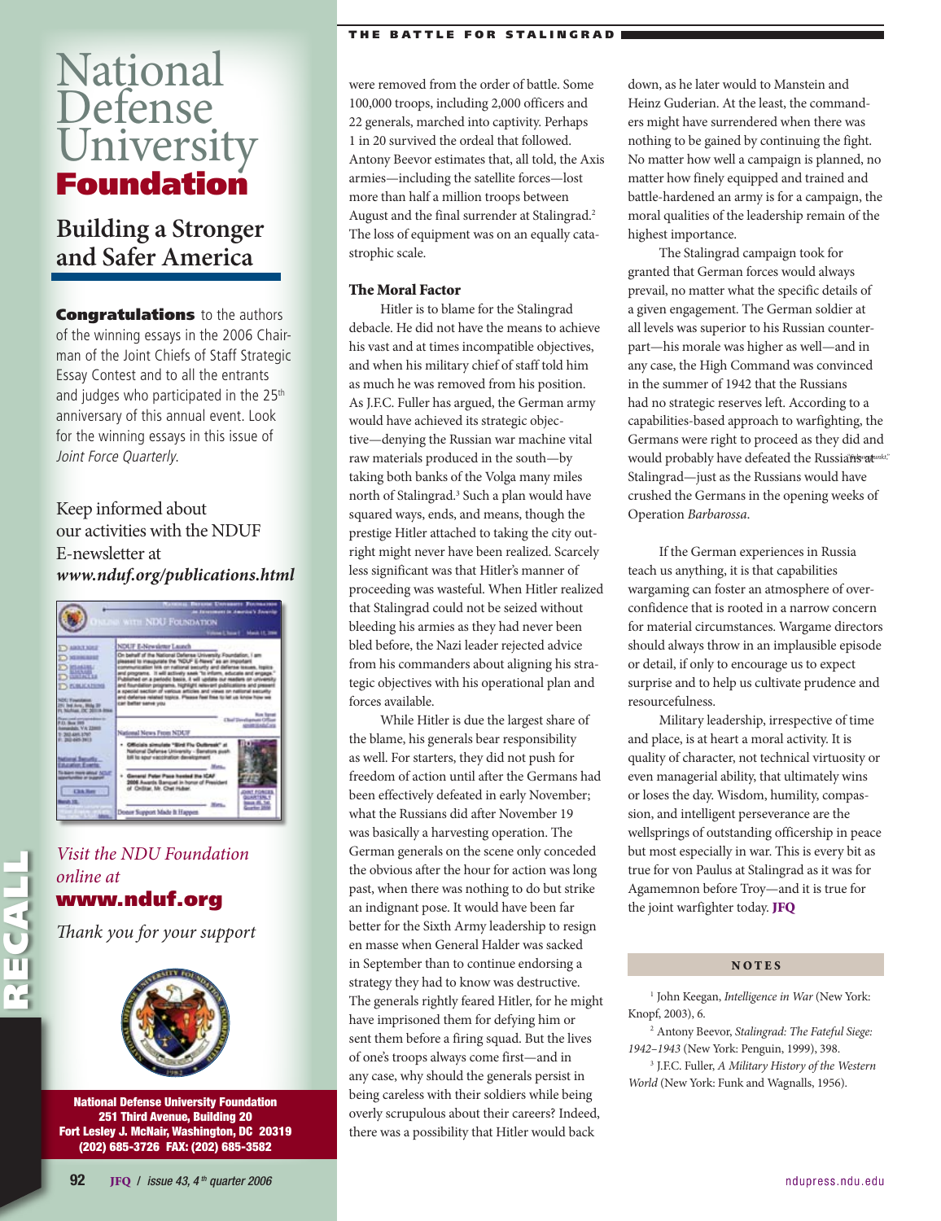# National Defense University **Foundation**

## Building a Stronger and Safer America

**Congratulations** to the authors of the winning essays in the 2006 Chairman of the Joint Chiefs of Staff Strategic Essay Contest and to all the entrants and judges who participated in the 25th anniversary of this annual event. Look for the winning essays in this issue of *Joint Force Quarterly*.

Keep informed about our activities with the NDUF E-newsletter at ***www.nduf.org/publications.html***

*Visit the NDU Foundation online at* **www.nduf.org**

*Thank you for your support*

**National Defense University Foundation**
**251 Third Avenue, Building 20**
**Fort Lesley J. McNair, Washington, DC 20319**
**(202) 685-3726 FAX: (202) 685-3582**

---

were removed from the order of battle. Some 100,000 troops, including 2,000 officers and 22 generals, marched into captivity. Perhaps 1 in 20 survived the ordeal that followed. Antony Beevor estimates that, all told, the Axis armies—including the satellite forces—lost more than half a million troops between August and the final surrender at Stalingrad.[2] The loss of equipment was on an equally catastrophic scale.

### The Moral Factor

Hitler is to blame for the Stalingrad debacle. He did not have the means to achieve his vast and at times incompatible objectives, and when his military chief of staff told him as much he was removed from his position. As J.F.C. Fuller has argued, the German army would have achieved its strategic objective—denying the Russian war machine vital raw materials produced in the south—by taking both banks of the Volga many miles north of Stalingrad.[3] Such a plan would have squared ways, ends, and means, though the prestige Hitler attached to taking the city outright might never have been realized. Scarcely less significant was that Hitler's manner of proceeding was wasteful. When Hitler realized that Stalingrad could not be seized without bleeding his armies as they had never been bled before, the Nazi leader rejected advice from his commanders about aligning his strategic objectives with his operational plan and forces available.

While Hitler is due the largest share of the blame, his generals bear responsibility as well. For starters, they did not push for freedom of action until after the Germans had been effectively defeated in early November; what the Russians did after November 19 was basically a harvesting operation. The German generals on the scene only conceded the obvious after the hour for action was long past, when there was nothing to do but strike an indignant pose. It would have been far better for the Sixth Army leadership to resign en masse when General Halder was sacked in September than to continue endorsing a strategy they had to know was destructive. The generals rightly feared Hitler, for he might have imprisoned them for defying him or sent them before a firing squad. But the lives of one's troops always come first—and in any case, why should the generals persist in being careless with their soldiers while being overly scrupulous about their careers? Indeed, there was a possibility that Hitler would back down, as he later would to Manstein and Heinz Guderian. At the least, the commanders might have surrendered when there was nothing to be gained by continuing the fight. No matter how well a campaign is planned, no matter how finely equipped and trained and battle-hardened an army is for a campaign, the moral qualities of the leadership remain of the highest importance.

The Stalingrad campaign took for granted that German forces would always prevail, no matter what the specific details of a given engagement. The German soldier at all levels was superior to his Russian counterpart—his morale was higher as well—and in any case, the High Command was convinced in the summer of 1942 that the Russians had no strategic reserves left. According to a capabilities-based approach to warfighting, the Germans were right to proceed as they did and would probably have defeated the Russians at Stalingrad—just as the Russians would have crushed the Germans in the opening weeks of Operation *Barbarossa*.

If the German experiences in Russia teach us anything, it is that capabilities wargaming can foster an atmosphere of overconfidence that is rooted in a narrow concern for material circumstances. Wargame directors should always throw in an implausible episode or detail, if only to encourage us to expect surprise and to help us cultivate prudence and resourcefulness.

Military leadership, irrespective of time and place, is at heart a moral activity. It is quality of character, not technical virtuosity or even managerial ability, that ultimately wins or loses the day. Wisdom, humility, compassion, and intelligent perseverance are the wellsprings of outstanding officership in peace but most especially in war. This is every bit as true for von Paulus at Stalingrad as it was for Agamemnon before Troy—and it is true for the joint warfighter today. **JFQ**

## NOTES

[1] John Keegan, *Intelligence in War* (New York: Knopf, 2003), 6.

[2] Antony Beevor, *Stalingrad: The Fateful Siege: 1942–1943* (New York: Penguin, 1999), 398.

[3] J.F.C. Fuller, *A Military History of the Western World* (New York: Funk and Wagnalls, 1956).